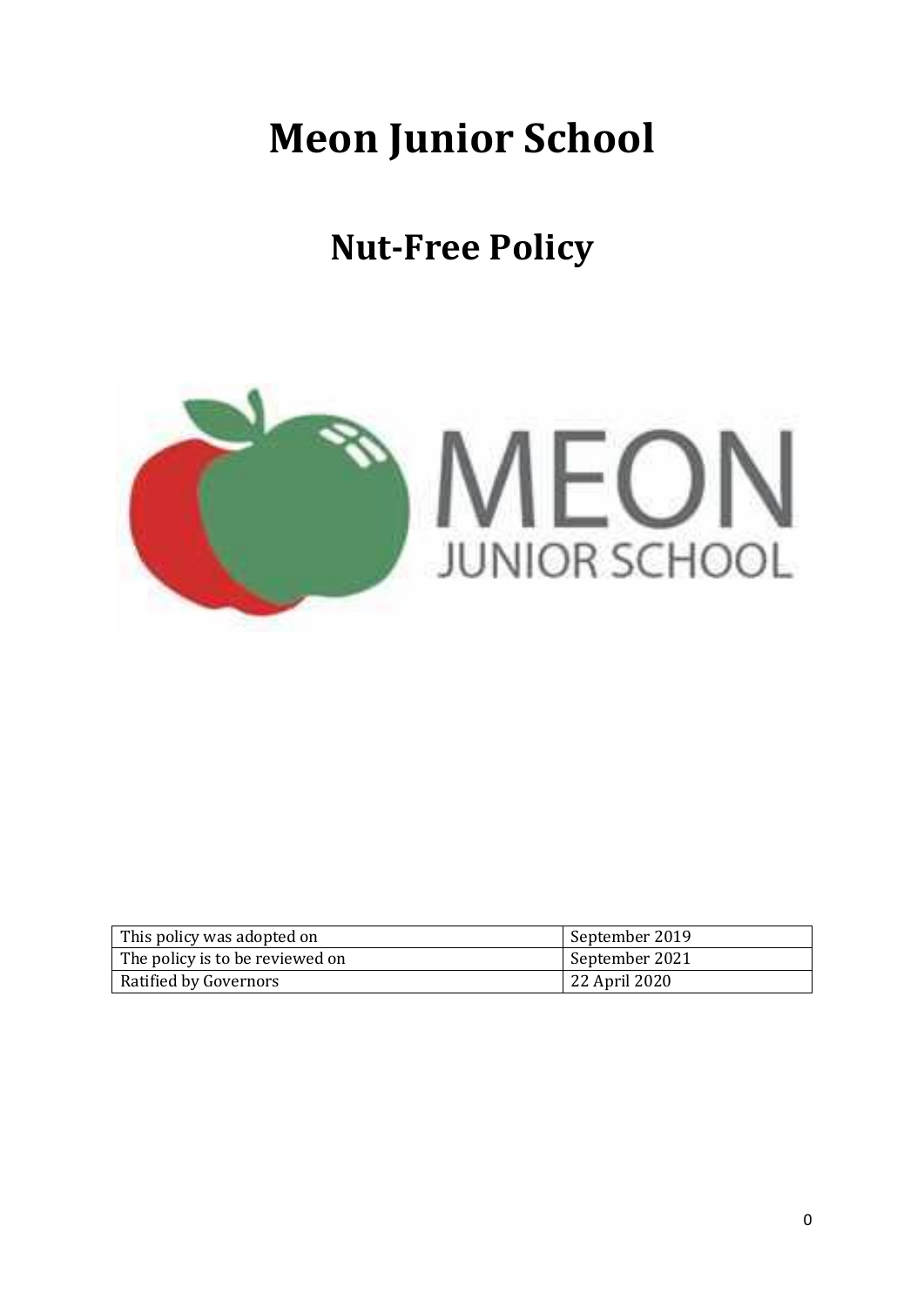# Meon Junior School

## Nut-Free Policy

| This policy was adopted on | September 2019 |
|---|---|
| The policy is to be reviewed on | September 2021 |
| Ratified by Governors | 22 April 2020 |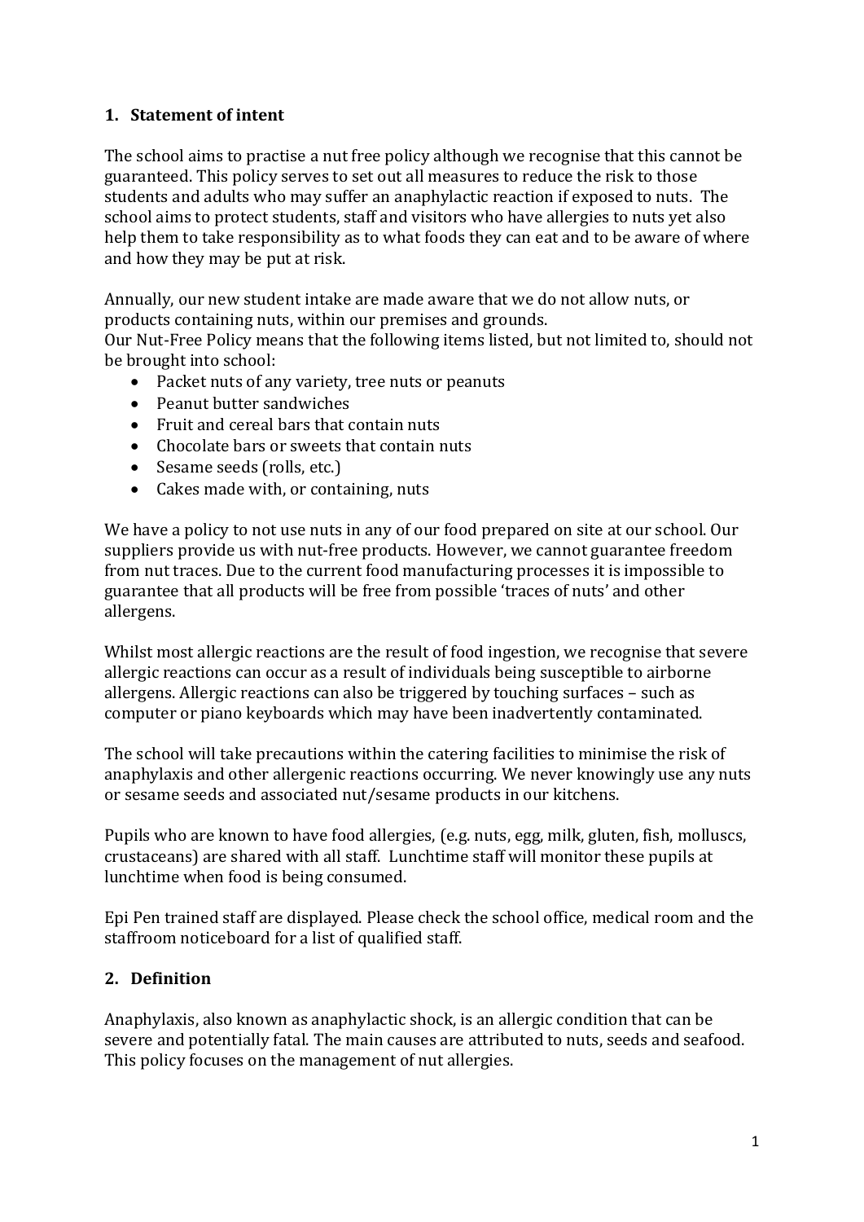## 1. Statement of intent

The school aims to practise a nut free policy although we recognise that this cannot be guaranteed. This policy serves to set out all measures to reduce the risk to those students and adults who may suffer an anaphylactic reaction if exposed to nuts. The school aims to protect students, staff and visitors who have allergies to nuts yet also help them to take responsibility as to what foods they can eat and to be aware of where and how they may be put at risk.

Annually, our new student intake are made aware that we do not allow nuts, or products containing nuts, within our premises and grounds.
Our Nut-Free Policy means that the following items listed, but not limited to, should not be brought into school:

- Packet nuts of any variety, tree nuts or peanuts
- Peanut butter sandwiches
- Fruit and cereal bars that contain nuts
- Chocolate bars or sweets that contain nuts
- Sesame seeds (rolls, etc.)
- Cakes made with, or containing, nuts

We have a policy to not use nuts in any of our food prepared on site at our school. Our suppliers provide us with nut-free products. However, we cannot guarantee freedom from nut traces. Due to the current food manufacturing processes it is impossible to guarantee that all products will be free from possible 'traces of nuts' and other allergens.

Whilst most allergic reactions are the result of food ingestion, we recognise that severe allergic reactions can occur as a result of individuals being susceptible to airborne allergens. Allergic reactions can also be triggered by touching surfaces – such as computer or piano keyboards which may have been inadvertently contaminated.

The school will take precautions within the catering facilities to minimise the risk of anaphylaxis and other allergenic reactions occurring. We never knowingly use any nuts or sesame seeds and associated nut/sesame products in our kitchens.

Pupils who are known to have food allergies, (e.g. nuts, egg, milk, gluten, fish, molluscs, crustaceans) are shared with all staff. Lunchtime staff will monitor these pupils at lunchtime when food is being consumed.

Epi Pen trained staff are displayed. Please check the school office, medical room and the staffroom noticeboard for a list of qualified staff.

## 2. Definition

Anaphylaxis, also known as anaphylactic shock, is an allergic condition that can be severe and potentially fatal. The main causes are attributed to nuts, seeds and seafood. This policy focuses on the management of nut allergies.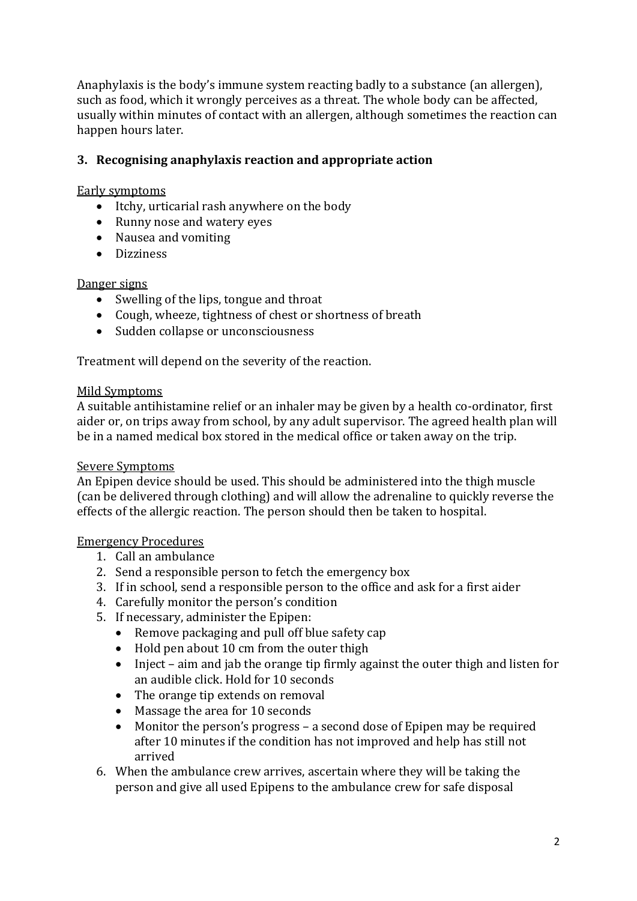Anaphylaxis is the body's immune system reacting badly to a substance (an allergen), such as food, which it wrongly perceives as a threat. The whole body can be affected, usually within minutes of contact with an allergen, although sometimes the reaction can happen hours later.

## 3. Recognising anaphylaxis reaction and appropriate action

Early symptoms

- Itchy, urticarial rash anywhere on the body
- Runny nose and watery eyes
- Nausea and vomiting
- Dizziness

Danger signs

- Swelling of the lips, tongue and throat
- Cough, wheeze, tightness of chest or shortness of breath
- Sudden collapse or unconsciousness

Treatment will depend on the severity of the reaction.

Mild Symptoms

A suitable antihistamine relief or an inhaler may be given by a health co-ordinator, first aider or, on trips away from school, by any adult supervisor. The agreed health plan will be in a named medical box stored in the medical office or taken away on the trip.

Severe Symptoms

An Epipen device should be used. This should be administered into the thigh muscle (can be delivered through clothing) and will allow the adrenaline to quickly reverse the effects of the allergic reaction. The person should then be taken to hospital.

Emergency Procedures

1. Call an ambulance
2. Send a responsible person to fetch the emergency box
3. If in school, send a responsible person to the office and ask for a first aider
4. Carefully monitor the person's condition
5. If necessary, administer the Epipen:
   - Remove packaging and pull off blue safety cap
   - Hold pen about 10 cm from the outer thigh
   - Inject – aim and jab the orange tip firmly against the outer thigh and listen for an audible click. Hold for 10 seconds
   - The orange tip extends on removal
   - Massage the area for 10 seconds
   - Monitor the person's progress – a second dose of Epipen may be required after 10 minutes if the condition has not improved and help has still not arrived
6. When the ambulance crew arrives, ascertain where they will be taking the person and give all used Epipens to the ambulance crew for safe disposal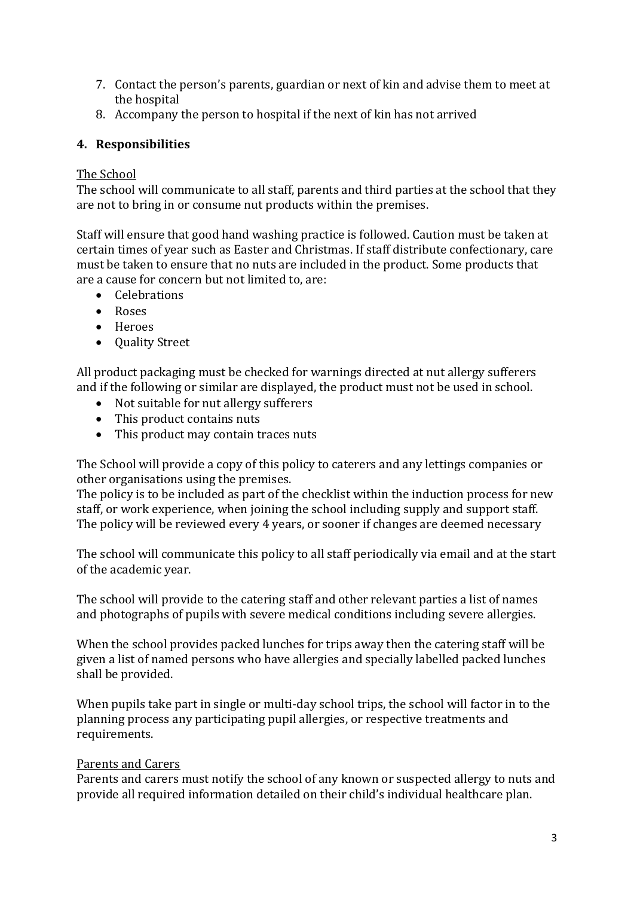7. Contact the person's parents, guardian or next of kin and advise them to meet at the hospital
8. Accompany the person to hospital if the next of kin has not arrived

## 4. Responsibilities

The School

The school will communicate to all staff, parents and third parties at the school that they are not to bring in or consume nut products within the premises.

Staff will ensure that good hand washing practice is followed. Caution must be taken at certain times of year such as Easter and Christmas. If staff distribute confectionary, care must be taken to ensure that no nuts are included in the product. Some products that are a cause for concern but not limited to, are:

- Celebrations
- Roses
- Heroes
- Quality Street

All product packaging must be checked for warnings directed at nut allergy sufferers and if the following or similar are displayed, the product must not be used in school.

- Not suitable for nut allergy sufferers
- This product contains nuts
- This product may contain traces nuts

The School will provide a copy of this policy to caterers and any lettings companies or other organisations using the premises.
The policy is to be included as part of the checklist within the induction process for new staff, or work experience, when joining the school including supply and support staff.
The policy will be reviewed every 4 years, or sooner if changes are deemed necessary

The school will communicate this policy to all staff periodically via email and at the start of the academic year.

The school will provide to the catering staff and other relevant parties a list of names and photographs of pupils with severe medical conditions including severe allergies.

When the school provides packed lunches for trips away then the catering staff will be given a list of named persons who have allergies and specially labelled packed lunches shall be provided.

When pupils take part in single or multi-day school trips, the school will factor in to the planning process any participating pupil allergies, or respective treatments and requirements.

Parents and Carers

Parents and carers must notify the school of any known or suspected allergy to nuts and provide all required information detailed on their child's individual healthcare plan.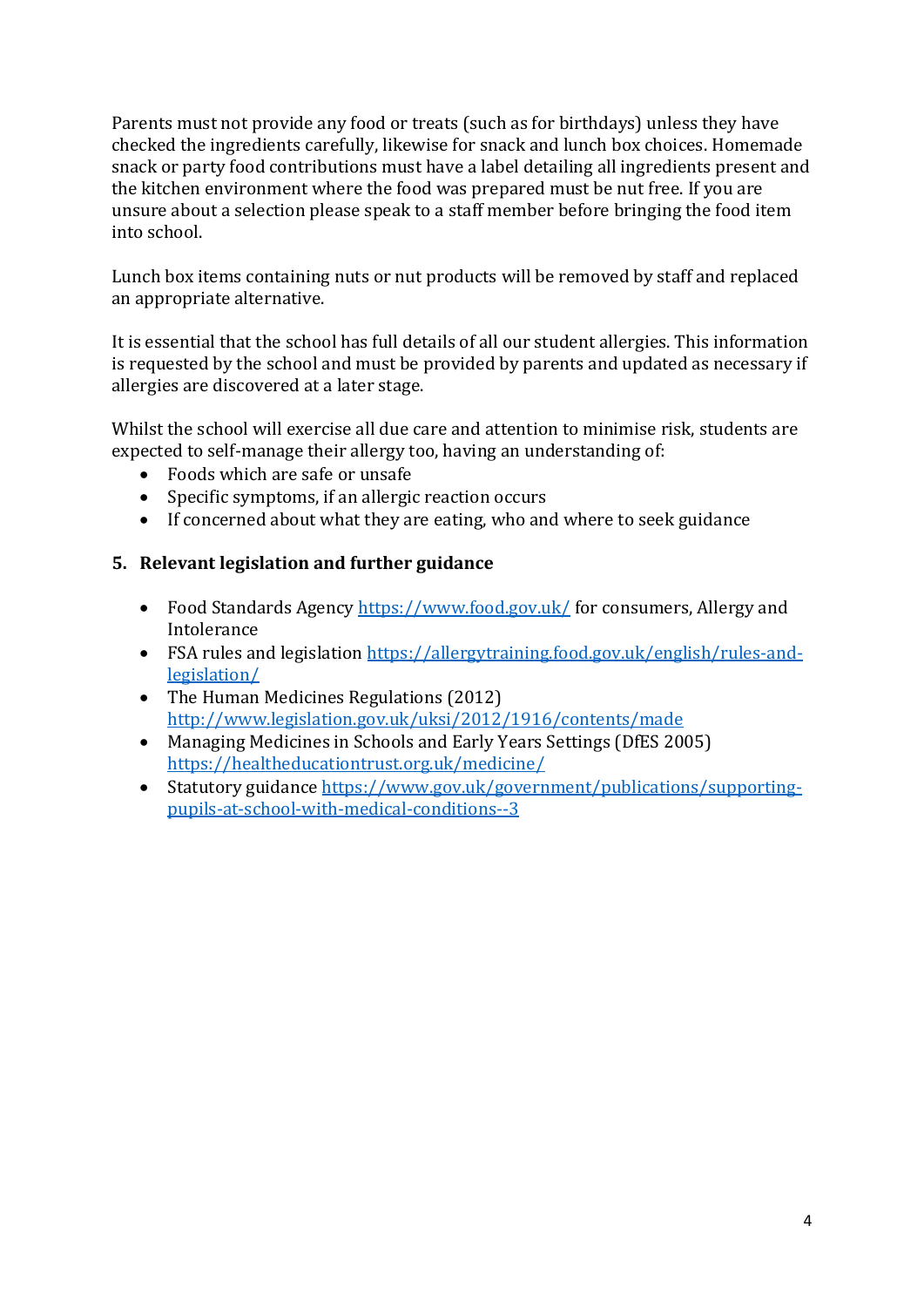Parents must not provide any food or treats (such as for birthdays) unless they have checked the ingredients carefully, likewise for snack and lunch box choices. Homemade snack or party food contributions must have a label detailing all ingredients present and the kitchen environment where the food was prepared must be nut free. If you are unsure about a selection please speak to a staff member before bringing the food item into school.

Lunch box items containing nuts or nut products will be removed by staff and replaced an appropriate alternative.

It is essential that the school has full details of all our student allergies. This information is requested by the school and must be provided by parents and updated as necessary if allergies are discovered at a later stage.

Whilst the school will exercise all due care and attention to minimise risk, students are expected to self-manage their allergy too, having an understanding of:

- Foods which are safe or unsafe
- Specific symptoms, if an allergic reaction occurs
- If concerned about what they are eating, who and where to seek guidance

## 5. Relevant legislation and further guidance

- Food Standards Agency https://www.food.gov.uk/ for consumers, Allergy and Intolerance
- FSA rules and legislation https://allergytraining.food.gov.uk/english/rules-and-legislation/
- The Human Medicines Regulations (2012) http://www.legislation.gov.uk/uksi/2012/1916/contents/made
- Managing Medicines in Schools and Early Years Settings (DfES 2005) https://healtheducationtrust.org.uk/medicine/
- Statutory guidance https://www.gov.uk/government/publications/supporting-pupils-at-school-with-medical-conditions--3